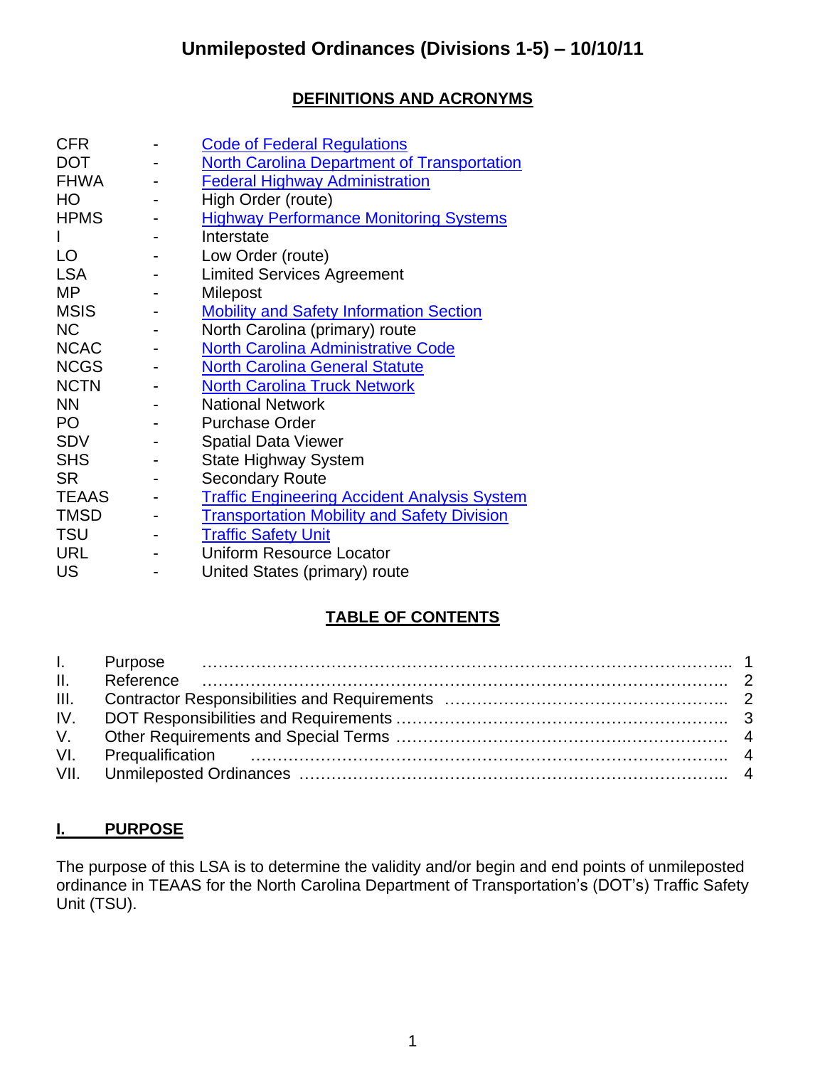# Unmileposted Ordinances (Divisions 1-5) – 10/10/11

## DEFINITIONS AND ACRONYMS

| | | |
|---|---|---|
| CFR | - | Code of Federal Regulations |
| DOT | - | North Carolina Department of Transportation |
| FHWA | - | Federal Highway Administration |
| HO | - | High Order (route) |
| HPMS | - | Highway Performance Monitoring Systems |
| I | - | Interstate |
| LO | - | Low Order (route) |
| LSA | - | Limited Services Agreement |
| MP | - | Milepost |
| MSIS | - | Mobility and Safety Information Section |
| NC | - | North Carolina (primary) route |
| NCAC | - | North Carolina Administrative Code |
| NCGS | - | North Carolina General Statute |
| NCTN | - | North Carolina Truck Network |
| NN | - | National Network |
| PO | - | Purchase Order |
| SDV | - | Spatial Data Viewer |
| SHS | - | State Highway System |
| SR | - | Secondary Route |
| TEAAS | - | Traffic Engineering Accident Analysis System |
| TMSD | - | Transportation Mobility and Safety Division |
| TSU | - | Traffic Safety Unit |
| URL | - | Uniform Resource Locator |
| US | - | United States (primary) route |

## TABLE OF CONTENTS

| | | |
|---|---|---|
| I. | Purpose | 1 |
| II. | Reference | 2 |
| III. | Contractor Responsibilities and Requirements | 2 |
| IV. | DOT Responsibilities and Requirements | 3 |
| V. | Other Requirements and Special Terms | 4 |
| VI. | Prequalification | 4 |
| VII. | Unmileposted Ordinances | 4 |

## I. PURPOSE

The purpose of this LSA is to determine the validity and/or begin and end points of unmileposted ordinance in TEAAS for the North Carolina Department of Transportation's (DOT's) Traffic Safety Unit (TSU).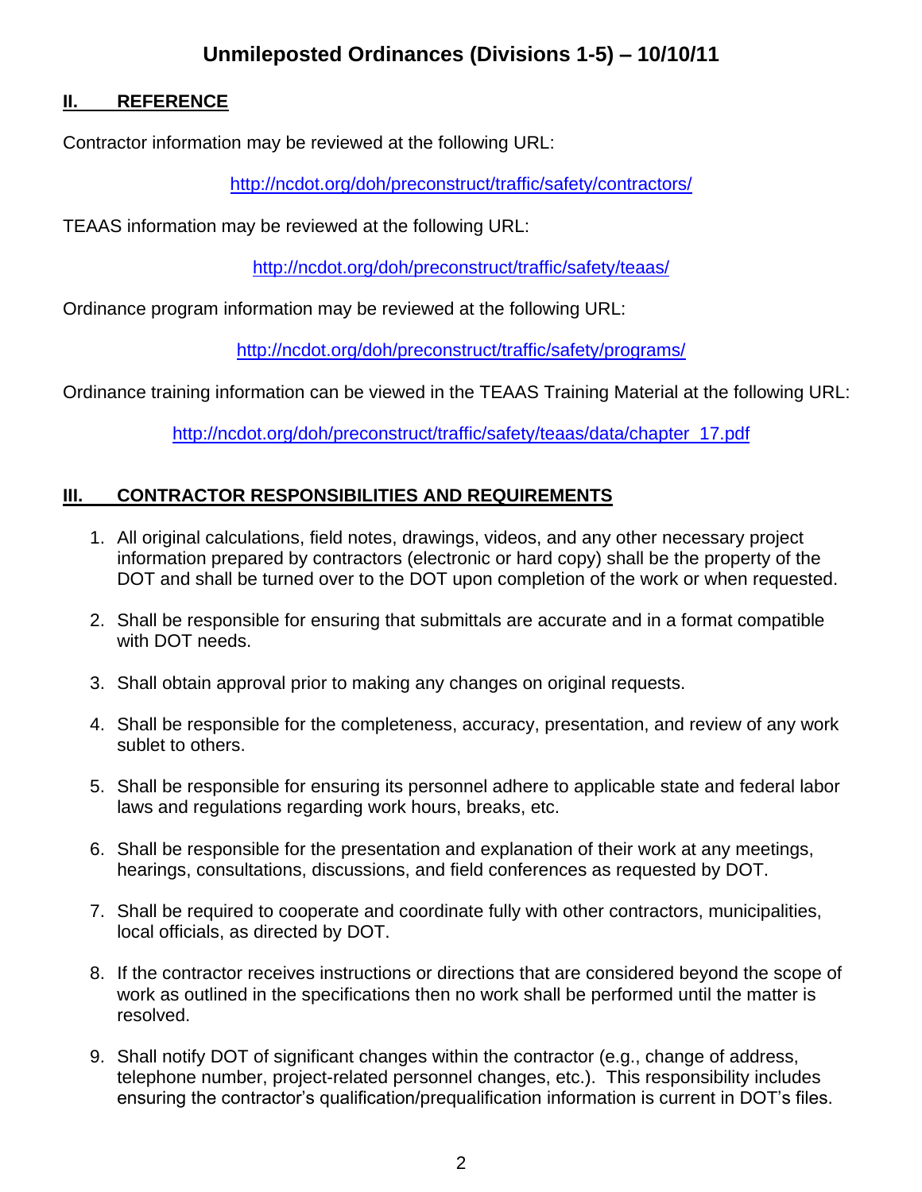## II. REFERENCE

Contractor information may be reviewed at the following URL:

http://ncdot.org/doh/preconstruct/traffic/safety/contractors/

TEAAS information may be reviewed at the following URL:

http://ncdot.org/doh/preconstruct/traffic/safety/teaas/

Ordinance program information may be reviewed at the following URL:

http://ncdot.org/doh/preconstruct/traffic/safety/programs/

Ordinance training information can be viewed in the TEAAS Training Material at the following URL:

http://ncdot.org/doh/preconstruct/traffic/safety/teaas/data/chapter_17.pdf

## III. CONTRACTOR RESPONSIBILITIES AND REQUIREMENTS

1. All original calculations, field notes, drawings, videos, and any other necessary project information prepared by contractors (electronic or hard copy) shall be the property of the DOT and shall be turned over to the DOT upon completion of the work or when requested.

2. Shall be responsible for ensuring that submittals are accurate and in a format compatible with DOT needs.

3. Shall obtain approval prior to making any changes on original requests.

4. Shall be responsible for the completeness, accuracy, presentation, and review of any work sublet to others.

5. Shall be responsible for ensuring its personnel adhere to applicable state and federal labor laws and regulations regarding work hours, breaks, etc.

6. Shall be responsible for the presentation and explanation of their work at any meetings, hearings, consultations, discussions, and field conferences as requested by DOT.

7. Shall be required to cooperate and coordinate fully with other contractors, municipalities, local officials, as directed by DOT.

8. If the contractor receives instructions or directions that are considered beyond the scope of work as outlined in the specifications then no work shall be performed until the matter is resolved.

9. Shall notify DOT of significant changes within the contractor (e.g., change of address, telephone number, project-related personnel changes, etc.). This responsibility includes ensuring the contractor's qualification/prequalification information is current in DOT's files.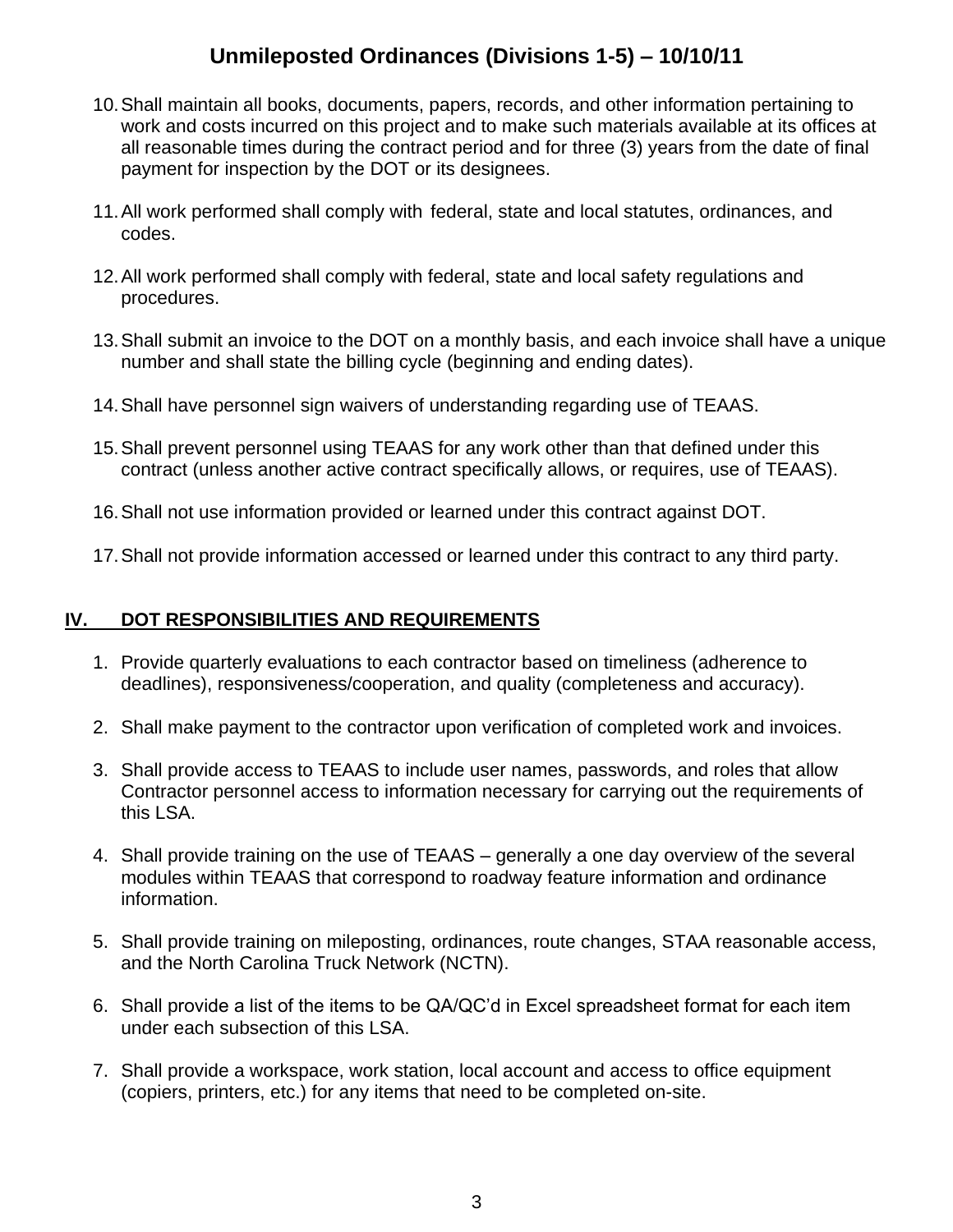10. Shall maintain all books, documents, papers, records, and other information pertaining to work and costs incurred on this project and to make such materials available at its offices at all reasonable times during the contract period and for three (3) years from the date of final payment for inspection by the DOT or its designees.

11. All work performed shall comply with federal, state and local statutes, ordinances, and codes.

12. All work performed shall comply with federal, state and local safety regulations and procedures.

13. Shall submit an invoice to the DOT on a monthly basis, and each invoice shall have a unique number and shall state the billing cycle (beginning and ending dates).

14. Shall have personnel sign waivers of understanding regarding use of TEAAS.

15. Shall prevent personnel using TEAAS for any work other than that defined under this contract (unless another active contract specifically allows, or requires, use of TEAAS).

16. Shall not use information provided or learned under this contract against DOT.

17. Shall not provide information accessed or learned under this contract to any third party.

## IV. DOT RESPONSIBILITIES AND REQUIREMENTS

1. Provide quarterly evaluations to each contractor based on timeliness (adherence to deadlines), responsiveness/cooperation, and quality (completeness and accuracy).

2. Shall make payment to the contractor upon verification of completed work and invoices.

3. Shall provide access to TEAAS to include user names, passwords, and roles that allow Contractor personnel access to information necessary for carrying out the requirements of this LSA.

4. Shall provide training on the use of TEAAS – generally a one day overview of the several modules within TEAAS that correspond to roadway feature information and ordinance information.

5. Shall provide training on mileposting, ordinances, route changes, STAA reasonable access, and the North Carolina Truck Network (NCTN).

6. Shall provide a list of the items to be QA/QC'd in Excel spreadsheet format for each item under each subsection of this LSA.

7. Shall provide a workspace, work station, local account and access to office equipment (copiers, printers, etc.) for any items that need to be completed on-site.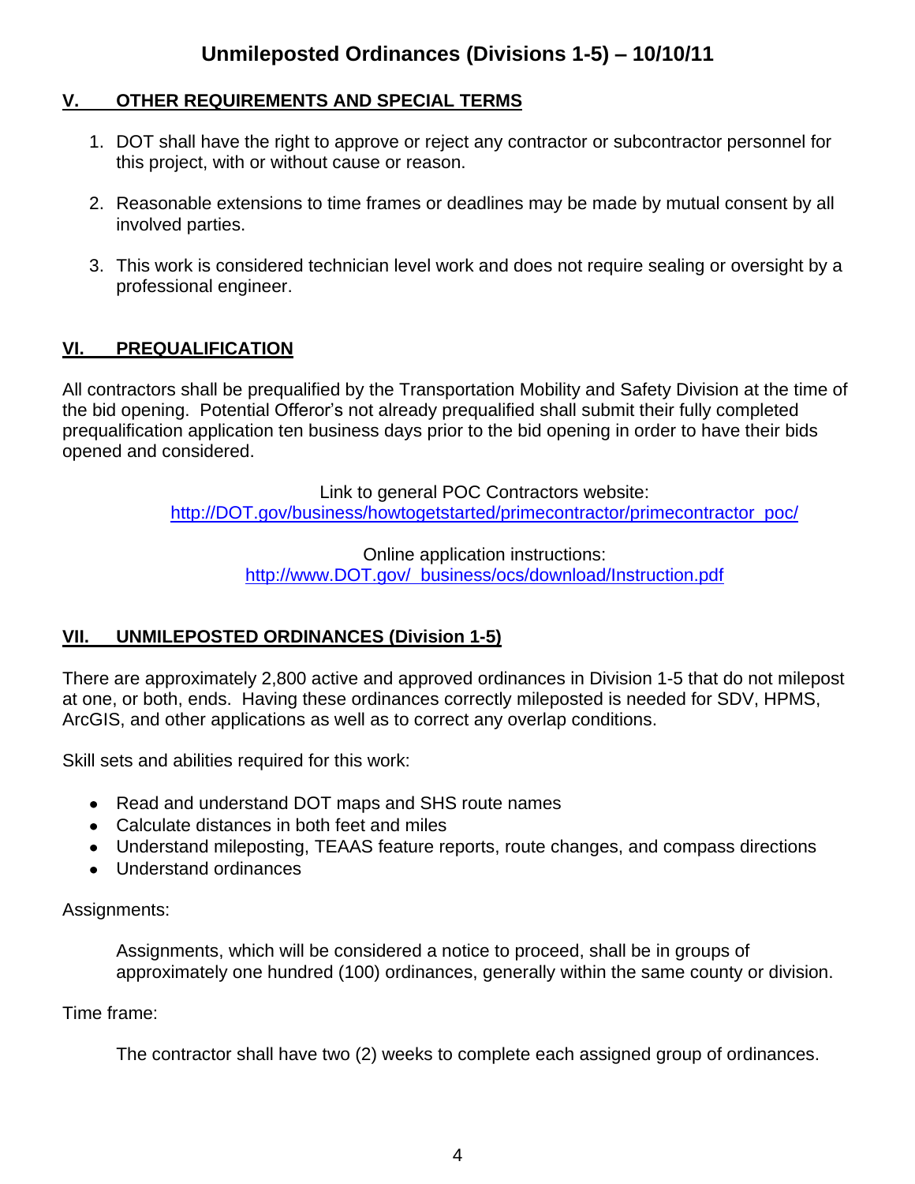# Unmileposted Ordinances (Divisions 1-5) – 10/10/11

## V. OTHER REQUIREMENTS AND SPECIAL TERMS

1. DOT shall have the right to approve or reject any contractor or subcontractor personnel for this project, with or without cause or reason.
2. Reasonable extensions to time frames or deadlines may be made by mutual consent by all involved parties.
3. This work is considered technician level work and does not require sealing or oversight by a professional engineer.

## VI. PREQUALIFICATION

All contractors shall be prequalified by the Transportation Mobility and Safety Division at the time of the bid opening. Potential Offeror's not already prequalified shall submit their fully completed prequalification application ten business days prior to the bid opening in order to have their bids opened and considered.

Link to general POC Contractors website:
http://DOT.gov/business/howtogetstarted/primecontractor/primecontractor_poc/

Online application instructions:
http://www.DOT.gov/_business/ocs/download/Instruction.pdf

## VII. UNMILEPOSTED ORDINANCES (Division 1-5)

There are approximately 2,800 active and approved ordinances in Division 1-5 that do not milepost at one, or both, ends. Having these ordinances correctly mileposted is needed for SDV, HPMS, ArcGIS, and other applications as well as to correct any overlap conditions.

Skill sets and abilities required for this work:

- Read and understand DOT maps and SHS route names
- Calculate distances in both feet and miles
- Understand mileposting, TEAAS feature reports, route changes, and compass directions
- Understand ordinances

Assignments:

Assignments, which will be considered a notice to proceed, shall be in groups of approximately one hundred (100) ordinances, generally within the same county or division.

Time frame:

The contractor shall have two (2) weeks to complete each assigned group of ordinances.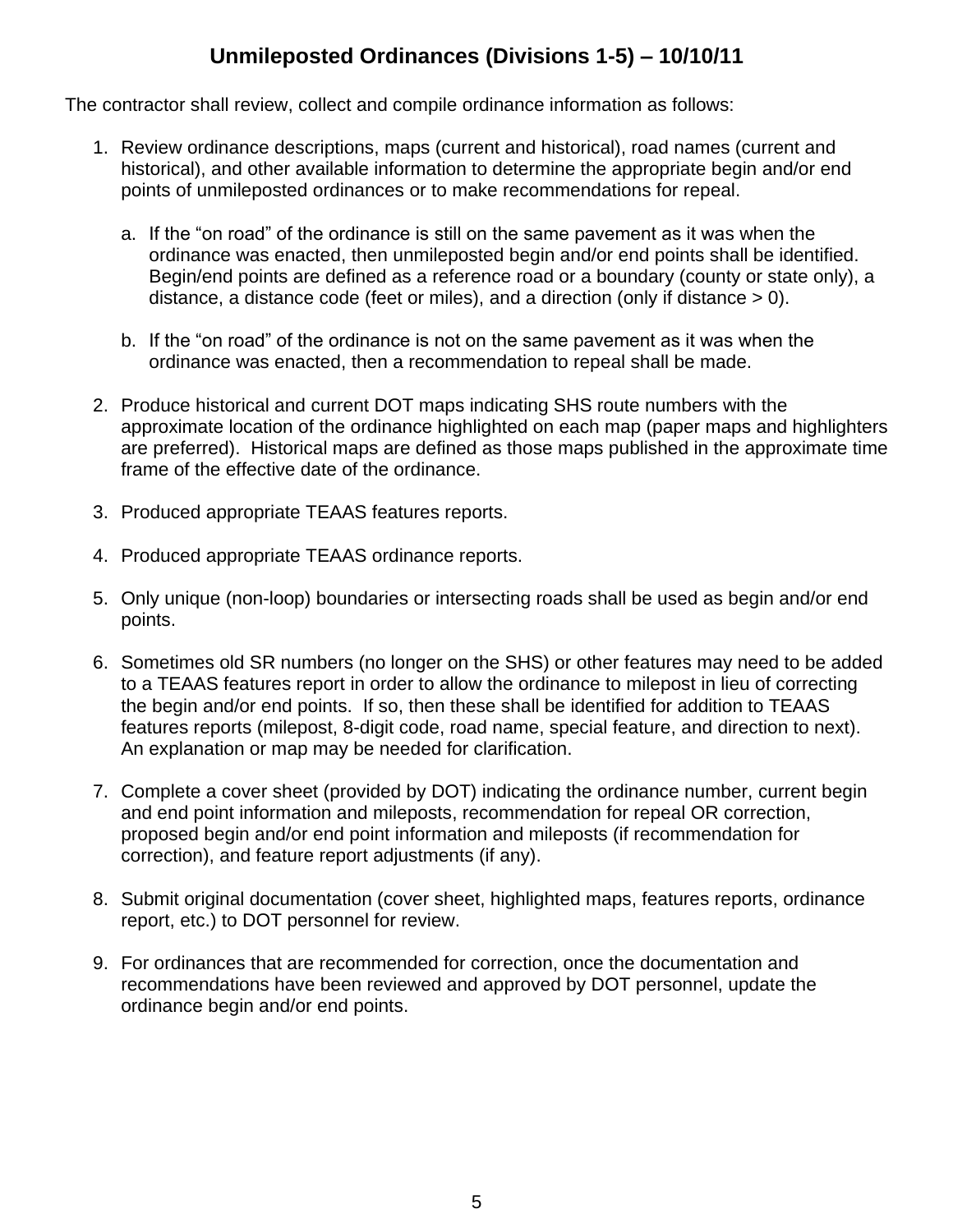## Unmileposted Ordinances (Divisions 1-5) – 10/10/11

The contractor shall review, collect and compile ordinance information as follows:

1. Review ordinance descriptions, maps (current and historical), road names (current and historical), and other available information to determine the appropriate begin and/or end points of unmileposted ordinances or to make recommendations for repeal.

   a. If the "on road" of the ordinance is still on the same pavement as it was when the ordinance was enacted, then unmileposted begin and/or end points shall be identified. Begin/end points are defined as a reference road or a boundary (county or state only), a distance, a distance code (feet or miles), and a direction (only if distance > 0).

   b. If the "on road" of the ordinance is not on the same pavement as it was when the ordinance was enacted, then a recommendation to repeal shall be made.

2. Produce historical and current DOT maps indicating SHS route numbers with the approximate location of the ordinance highlighted on each map (paper maps and highlighters are preferred). Historical maps are defined as those maps published in the approximate time frame of the effective date of the ordinance.

3. Produced appropriate TEAAS features reports.

4. Produced appropriate TEAAS ordinance reports.

5. Only unique (non-loop) boundaries or intersecting roads shall be used as begin and/or end points.

6. Sometimes old SR numbers (no longer on the SHS) or other features may need to be added to a TEAAS features report in order to allow the ordinance to milepost in lieu of correcting the begin and/or end points. If so, then these shall be identified for addition to TEAAS features reports (milepost, 8-digit code, road name, special feature, and direction to next). An explanation or map may be needed for clarification.

7. Complete a cover sheet (provided by DOT) indicating the ordinance number, current begin and end point information and mileposts, recommendation for repeal OR correction, proposed begin and/or end point information and mileposts (if recommendation for correction), and feature report adjustments (if any).

8. Submit original documentation (cover sheet, highlighted maps, features reports, ordinance report, etc.) to DOT personnel for review.

9. For ordinances that are recommended for correction, once the documentation and recommendations have been reviewed and approved by DOT personnel, update the ordinance begin and/or end points.